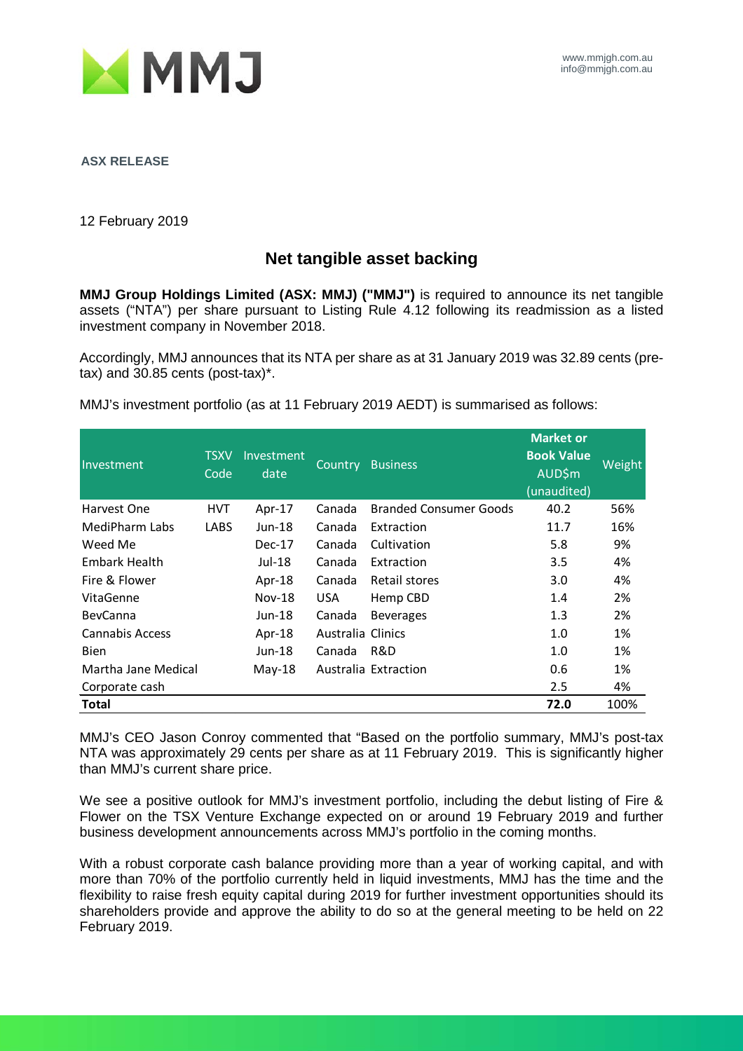www.mmjgh.com.au
info@mmjgh.com.au

**ASX RELEASE**

12 February 2019

## Net tangible asset backing

**MMJ Group Holdings Limited (ASX: MMJ) ("MMJ")** is required to announce its net tangible assets ("NTA") per share pursuant to Listing Rule 4.12 following its readmission as a listed investment company in November 2018.

Accordingly, MMJ announces that its NTA per share as at 31 January 2019 was 32.89 cents (pre-tax) and 30.85 cents (post-tax)*.

MMJ's investment portfolio (as at 11 February 2019 AEDT) is summarised as follows:

| Investment | TSXV Code | Investment date | Country | Business | Market or Book Value AUD$m (unaudited) | Weight |
|---|---|---|---|---|---|---|
| Harvest One | HVT | Apr-17 | Canada | Branded Consumer Goods | 40.2 | 56% |
| MediPharm Labs | LABS | Jun-18 | Canada | Extraction | 11.7 | 16% |
| Weed Me | | Dec-17 | Canada | Cultivation | 5.8 | 9% |
| Embark Health | | Jul-18 | Canada | Extraction | 3.5 | 4% |
| Fire & Flower | | Apr-18 | Canada | Retail stores | 3.0 | 4% |
| VitaGenne | | Nov-18 | USA | Hemp CBD | 1.4 | 2% |
| BevCanna | | Jun-18 | Canada | Beverages | 1.3 | 2% |
| Cannabis Access | | Apr-18 | Australia | Clinics | 1.0 | 1% |
| Bien | | Jun-18 | Canada | R&D | 1.0 | 1% |
| Martha Jane Medical | | May-18 | Australia | Extraction | 0.6 | 1% |
| Corporate cash | | | | | 2.5 | 4% |
| **Total** | | | | | **72.0** | 100% |

MMJ's CEO Jason Conroy commented that "Based on the portfolio summary, MMJ's post-tax NTA was approximately 29 cents per share as at 11 February 2019. This is significantly higher than MMJ's current share price.

We see a positive outlook for MMJ's investment portfolio, including the debut listing of Fire & Flower on the TSX Venture Exchange expected on or around 19 February 2019 and further business development announcements across MMJ's portfolio in the coming months.

With a robust corporate cash balance providing more than a year of working capital, and with more than 70% of the portfolio currently held in liquid investments, MMJ has the time and the flexibility to raise fresh equity capital during 2019 for further investment opportunities should its shareholders provide and approve the ability to do so at the general meeting to be held on 22 February 2019.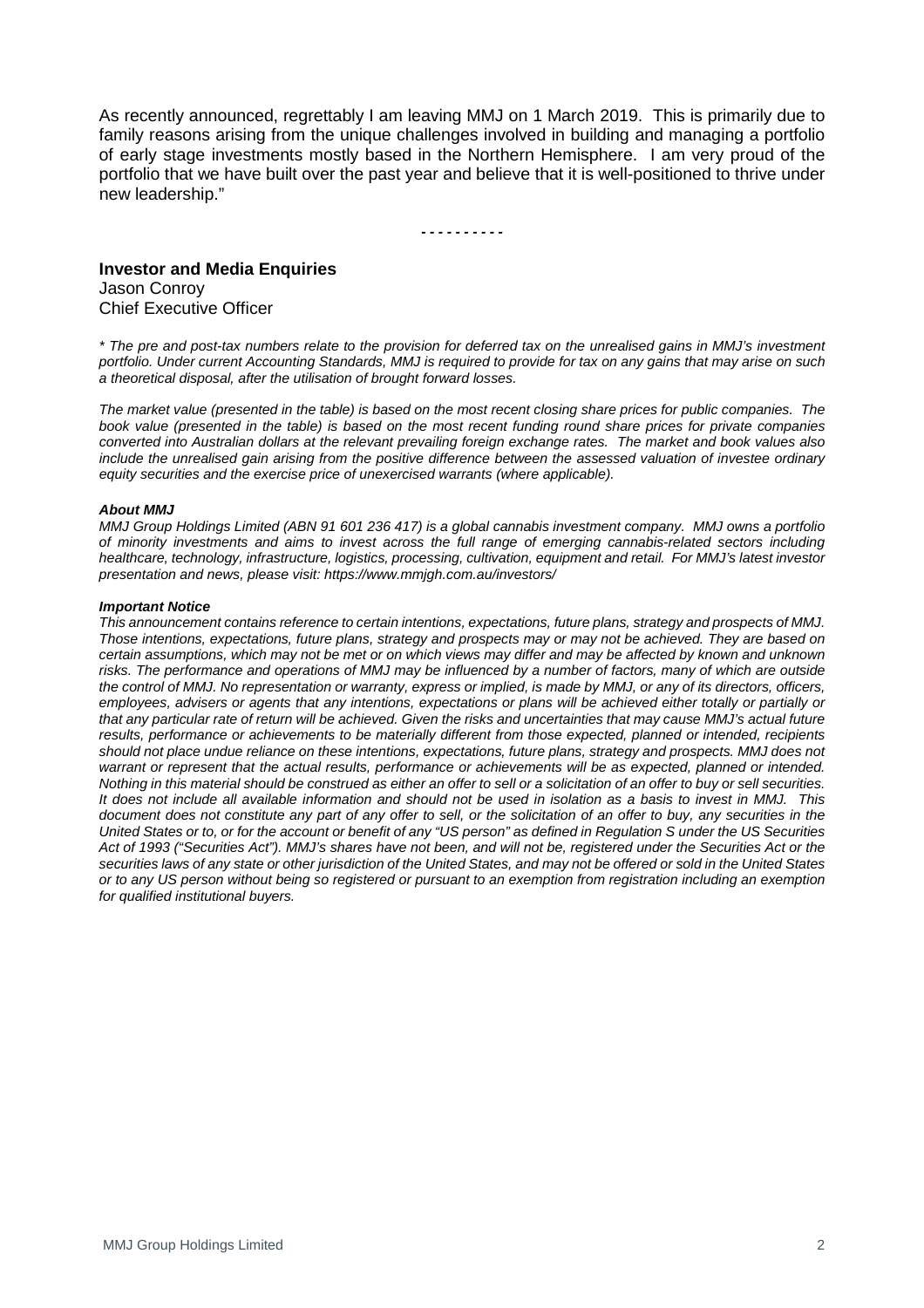As recently announced, regrettably I am leaving MMJ on 1 March 2019. This is primarily due to family reasons arising from the unique challenges involved in building and managing a portfolio of early stage investments mostly based in the Northern Hemisphere. I am very proud of the portfolio that we have built over the past year and believe that it is well-positioned to thrive under new leadership."

- - - - - - - - - -

**Investor and Media Enquiries**
Jason Conroy
Chief Executive Officer

*\* The pre and post-tax numbers relate to the provision for deferred tax on the unrealised gains in MMJ's investment portfolio. Under current Accounting Standards, MMJ is required to provide for tax on any gains that may arise on such a theoretical disposal, after the utilisation of brought forward losses.*

*The market value (presented in the table) is based on the most recent closing share prices for public companies. The book value (presented in the table) is based on the most recent funding round share prices for private companies converted into Australian dollars at the relevant prevailing foreign exchange rates. The market and book values also include the unrealised gain arising from the positive difference between the assessed valuation of investee ordinary equity securities and the exercise price of unexercised warrants (where applicable).*

***About MMJ***

*MMJ Group Holdings Limited (ABN 91 601 236 417) is a global cannabis investment company. MMJ owns a portfolio of minority investments and aims to invest across the full range of emerging cannabis-related sectors including healthcare, technology, infrastructure, logistics, processing, cultivation, equipment and retail. For MMJ's latest investor presentation and news, please visit: https://www.mmjgh.com.au/investors/*

***Important Notice***

*This announcement contains reference to certain intentions, expectations, future plans, strategy and prospects of MMJ. Those intentions, expectations, future plans, strategy and prospects may or may not be achieved. They are based on certain assumptions, which may not be met or on which views may differ and may be affected by known and unknown risks. The performance and operations of MMJ may be influenced by a number of factors, many of which are outside the control of MMJ. No representation or warranty, express or implied, is made by MMJ, or any of its directors, officers, employees, advisers or agents that any intentions, expectations or plans will be achieved either totally or partially or that any particular rate of return will be achieved. Given the risks and uncertainties that may cause MMJ's actual future results, performance or achievements to be materially different from those expected, planned or intended, recipients should not place undue reliance on these intentions, expectations, future plans, strategy and prospects. MMJ does not warrant or represent that the actual results, performance or achievements will be as expected, planned or intended. Nothing in this material should be construed as either an offer to sell or a solicitation of an offer to buy or sell securities. It does not include all available information and should not be used in isolation as a basis to invest in MMJ. This document does not constitute any part of any offer to sell, or the solicitation of an offer to buy, any securities in the United States or to, or for the account or benefit of any "US person" as defined in Regulation S under the US Securities Act of 1993 ("Securities Act"). MMJ's shares have not been, and will not be, registered under the Securities Act or the securities laws of any state or other jurisdiction of the United States, and may not be offered or sold in the United States or to any US person without being so registered or pursuant to an exemption from registration including an exemption for qualified institutional buyers.*